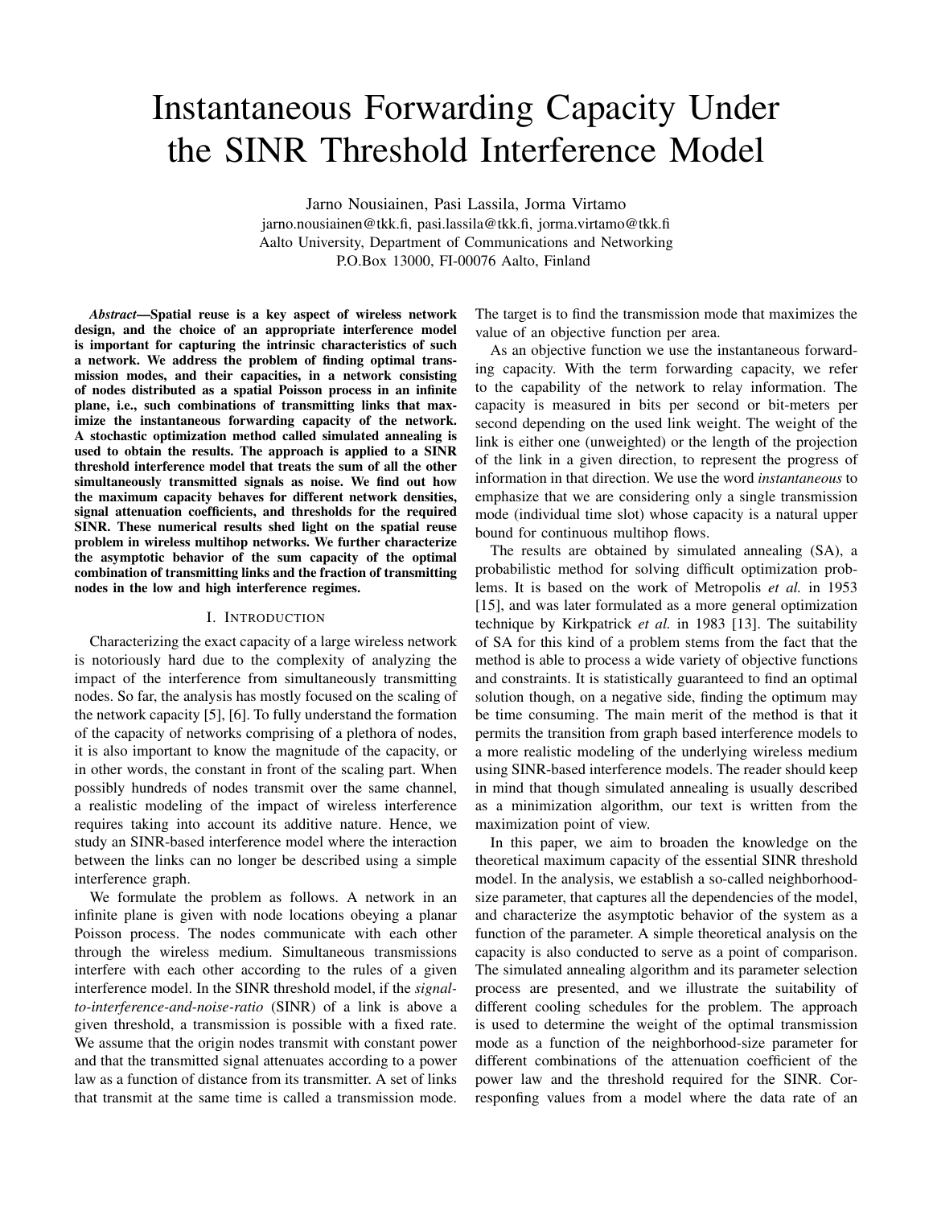# Instantaneous Forwarding Capacity Under the SINR Threshold Interference Model

Jarno Nousiainen, Pasi Lassila, Jorma Virtamo
jarno.nousiainen@tkk.fi, pasi.lassila@tkk.fi, jorma.virtamo@tkk.fi
Aalto University, Department of Communications and Networking
P.O.Box 13000, FI-00076 Aalto, Finland

***Abstract*—Spatial reuse is a key aspect of wireless network design, and the choice of an appropriate interference model is important for capturing the intrinsic characteristics of such a network. We address the problem of finding optimal transmission modes, and their capacities, in a network consisting of nodes distributed as a spatial Poisson process in an infinite plane, i.e., such combinations of transmitting links that maximize the instantaneous forwarding capacity of the network. A stochastic optimization method called simulated annealing is used to obtain the results. The approach is applied to a SINR threshold interference model that treats the sum of all the other simultaneously transmitted signals as noise. We find out how the maximum capacity behaves for different network densities, signal attenuation coefficients, and thresholds for the required SINR. These numerical results shed light on the spatial reuse problem in wireless multihop networks. We further characterize the asymptotic behavior of the sum capacity of the optimal combination of transmitting links and the fraction of transmitting nodes in the low and high interference regimes.**

## I. Introduction

Characterizing the exact capacity of a large wireless network is notoriously hard due to the complexity of analyzing the impact of the interference from simultaneously transmitting nodes. So far, the analysis has mostly focused on the scaling of the network capacity [5], [6]. To fully understand the formation of the capacity of networks comprising of a plethora of nodes, it is also important to know the magnitude of the capacity, or in other words, the constant in front of the scaling part. When possibly hundreds of nodes transmit over the same channel, a realistic modeling of the impact of wireless interference requires taking into account its additive nature. Hence, we study an SINR-based interference model where the interaction between the links can no longer be described using a simple interference graph.

We formulate the problem as follows. A network in an infinite plane is given with node locations obeying a planar Poisson process. The nodes communicate with each other through the wireless medium. Simultaneous transmissions interfere with each other according to the rules of a given interference model. In the SINR threshold model, if the *signal-to-interference-and-noise-ratio* (SINR) of a link is above a given threshold, a transmission is possible with a fixed rate. We assume that the origin nodes transmit with constant power and that the transmitted signal attenuates according to a power law as a function of distance from its transmitter. A set of links that transmit at the same time is called a transmission mode. The target is to find the transmission mode that maximizes the value of an objective function per area.

As an objective function we use the instantaneous forwarding capacity. With the term forwarding capacity, we refer to the capability of the network to relay information. The capacity is measured in bits per second or bit-meters per second depending on the used link weight. The weight of the link is either one (unweighted) or the length of the projection of the link in a given direction, to represent the progress of information in that direction. We use the word *instantaneous* to emphasize that we are considering only a single transmission mode (individual time slot) whose capacity is a natural upper bound for continuous multihop flows.

The results are obtained by simulated annealing (SA), a probabilistic method for solving difficult optimization problems. It is based on the work of Metropolis *et al.* in 1953 [15], and was later formulated as a more general optimization technique by Kirkpatrick *et al.* in 1983 [13]. The suitability of SA for this kind of a problem stems from the fact that the method is able to process a wide variety of objective functions and constraints. It is statistically guaranteed to find an optimal solution though, on a negative side, finding the optimum may be time consuming. The main merit of the method is that it permits the transition from graph based interference models to a more realistic modeling of the underlying wireless medium using SINR-based interference models. The reader should keep in mind that though simulated annealing is usually described as a minimization algorithm, our text is written from the maximization point of view.

In this paper, we aim to broaden the knowledge on the theoretical maximum capacity of the essential SINR threshold model. In the analysis, we establish a so-called neighborhood-size parameter, that captures all the dependencies of the model, and characterize the asymptotic behavior of the system as a function of the parameter. A simple theoretical analysis on the capacity is also conducted to serve as a point of comparison. The simulated annealing algorithm and its parameter selection process are presented, and we illustrate the suitability of different cooling schedules for the problem. The approach is used to determine the weight of the optimal transmission mode as a function of the neighborhood-size parameter for different combinations of the attenuation coefficient of the power law and the threshold required for the SINR. Corresponfing values from a model where the data rate of an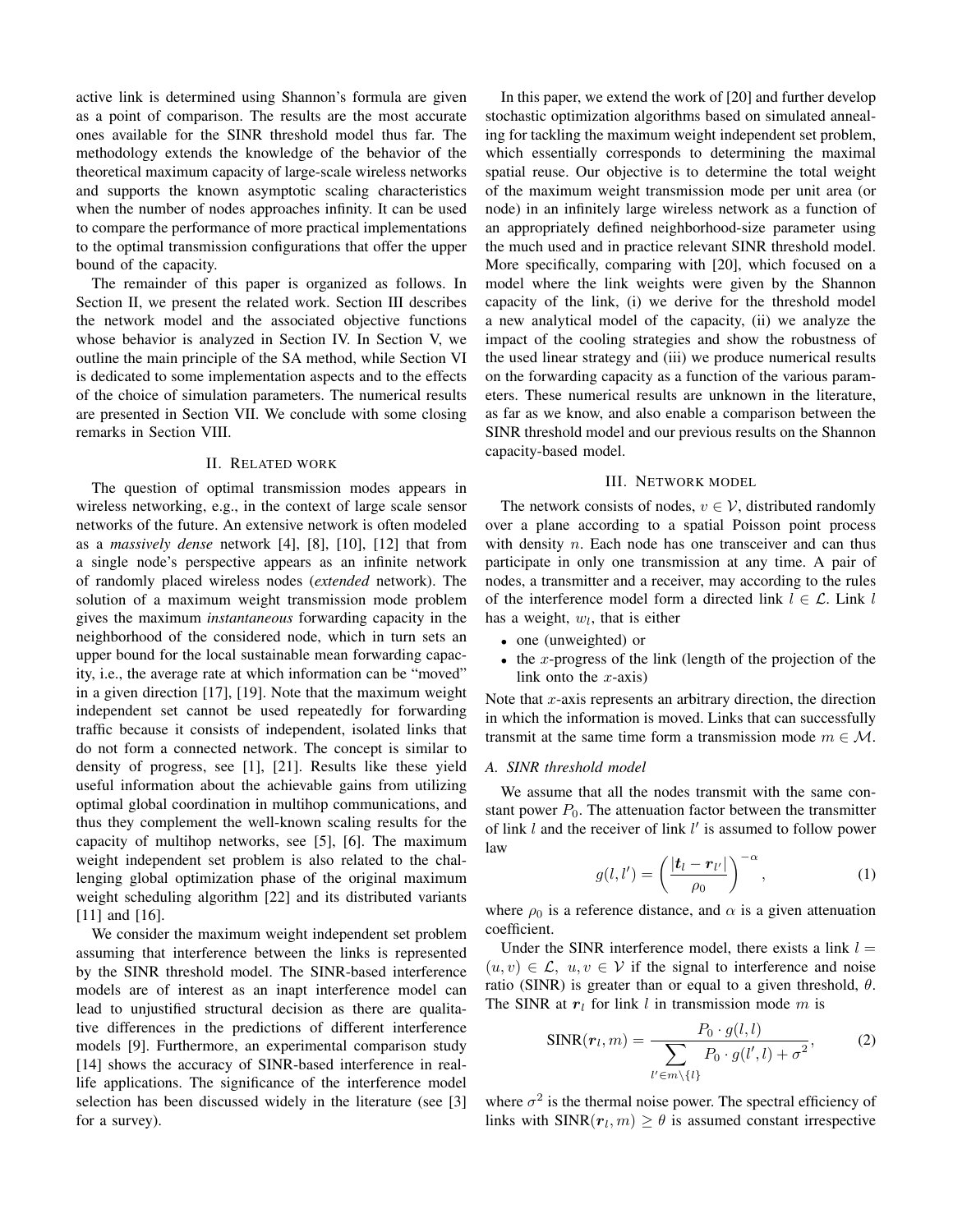active link is determined using Shannon's formula are given as a point of comparison. The results are the most accurate ones available for the SINR threshold model thus far. The methodology extends the knowledge of the behavior of the theoretical maximum capacity of large-scale wireless networks and supports the known asymptotic scaling characteristics when the number of nodes approaches infinity. It can be used to compare the performance of more practical implementations to the optimal transmission configurations that offer the upper bound of the capacity.

The remainder of this paper is organized as follows. In Section II, we present the related work. Section III describes the network model and the associated objective functions whose behavior is analyzed in Section IV. In Section V, we outline the main principle of the SA method, while Section VI is dedicated to some implementation aspects and to the effects of the choice of simulation parameters. The numerical results are presented in Section VII. We conclude with some closing remarks in Section VIII.

## II. Related work

The question of optimal transmission modes appears in wireless networking, e.g., in the context of large scale sensor networks of the future. An extensive network is often modeled as a *massively dense* network [4], [8], [10], [12] that from a single node's perspective appears as an infinite network of randomly placed wireless nodes (*extended* network). The solution of a maximum weight transmission mode problem gives the maximum *instantaneous* forwarding capacity in the neighborhood of the considered node, which in turn sets an upper bound for the local sustainable mean forwarding capacity, i.e., the average rate at which information can be "moved" in a given direction [17], [19]. Note that the maximum weight independent set cannot be used repeatedly for forwarding traffic because it consists of independent, isolated links that do not form a connected network. The concept is similar to density of progress, see [1], [21]. Results like these yield useful information about the achievable gains from utilizing optimal global coordination in multihop communications, and thus they complement the well-known scaling results for the capacity of multihop networks, see [5], [6]. The maximum weight independent set problem is also related to the challenging global optimization phase of the original maximum weight scheduling algorithm [22] and its distributed variants [11] and [16].

We consider the maximum weight independent set problem assuming that interference between the links is represented by the SINR threshold model. The SINR-based interference models are of interest as an inapt interference model can lead to unjustified structural decision as there are qualitative differences in the predictions of different interference models [9]. Furthermore, an experimental comparison study [14] shows the accuracy of SINR-based interference in real-life applications. The significance of the interference model selection has been discussed widely in the literature (see [3] for a survey).

In this paper, we extend the work of [20] and further develop stochastic optimization algorithms based on simulated annealing for tackling the maximum weight independent set problem, which essentially corresponds to determining the maximal spatial reuse. Our objective is to determine the total weight of the maximum weight transmission mode per unit area (or node) in an infinitely large wireless network as a function of an appropriately defined neighborhood-size parameter using the much used and in practice relevant SINR threshold model. More specifically, comparing with [20], which focused on a model where the link weights were given by the Shannon capacity of the link, (i) we derive for the threshold model a new analytical model of the capacity, (ii) we analyze the impact of the cooling strategies and show the robustness of the used linear strategy and (iii) we produce numerical results on the forwarding capacity as a function of the various parameters. These numerical results are unknown in the literature, as far as we know, and also enable a comparison between the SINR threshold model and our previous results on the Shannon capacity-based model.

## III. Network model

The network consists of nodes, $v \in \mathcal{V}$, distributed randomly over a plane according to a spatial Poisson point process with density $n$. Each node has one transceiver and can thus participate in only one transmission at any time. A pair of nodes, a transmitter and a receiver, may according to the rules of the interference model form a directed link $l \in \mathcal{L}$. Link $l$ has a weight, $w_l$, that is either

- one (unweighted) or
- the $x$-progress of the link (length of the projection of the link onto the $x$-axis)

Note that $x$-axis represents an arbitrary direction, the direction in which the information is moved. Links that can successfully transmit at the same time form a transmission mode $m \in \mathcal{M}$.

### A. SINR threshold model

We assume that all the nodes transmit with the same constant power $P_0$. The attenuation factor between the transmitter of link $l$ and the receiver of link $l'$ is assumed to follow power law

$$g(l, l') = \left( \frac{|\boldsymbol{t}_l - \boldsymbol{r}_{l'}|}{\rho_0} \right)^{-\alpha}, \tag{1}$$

where $\rho_0$ is a reference distance, and $\alpha$ is a given attenuation coefficient.

Under the SINR interference model, there exists a link $l = (u, v) \in \mathcal{L},\ u, v \in \mathcal{V}$ if the signal to interference and noise ratio (SINR) is greater than or equal to a given threshold, $\theta$. The SINR at $\boldsymbol{r}_l$ for link $l$ in transmission mode $m$ is

$$\text{SINR}(\boldsymbol{r}_l, m) = \frac{P_0 \cdot g(l, l)}{\sum\limits_{l' \in m \setminus \{l\}} P_0 \cdot g(l', l) + \sigma^2}, \tag{2}$$

where $\sigma^2$ is the thermal noise power. The spectral efficiency of links with $\text{SINR}(\boldsymbol{r}_l, m) \geq \theta$ is assumed constant irrespective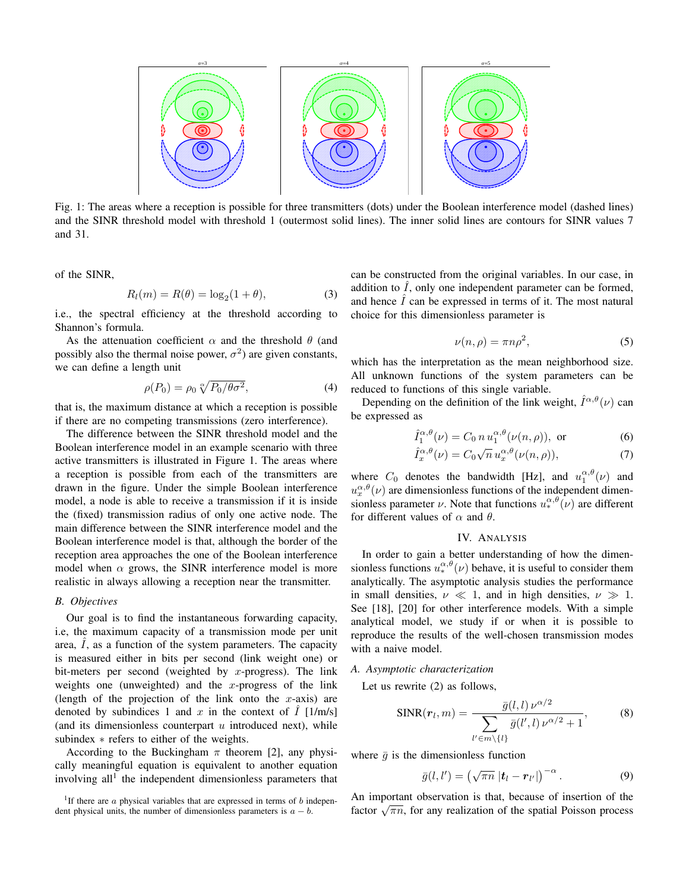Fig. 1: The areas where a reception is possible for three transmitters (dots) under the Boolean interference model (dashed lines) and the SINR threshold model with threshold 1 (outermost solid lines). The inner solid lines are contours for SINR values 7 and 31.

of the SINR,

$$R_l(m) = R(\theta) = \log_2(1+\theta), \tag{3}$$

i.e., the spectral efficiency at the threshold according to Shannon's formula.

As the attenuation coefficient $\alpha$ and the threshold $\theta$ (and possibly also the thermal noise power, $\sigma^2$) are given constants, we can define a length unit

$$\rho(P_0) = \rho_0 \sqrt[\alpha]{P_0/\theta\sigma^2}, \tag{4}$$

that is, the maximum distance at which a reception is possible if there are no competing transmissions (zero interference).

The difference between the SINR threshold model and the Boolean interference model in an example scenario with three active transmitters is illustrated in Figure 1. The areas where a reception is possible from each of the transmitters are drawn in the figure. Under the simple Boolean interference model, a node is able to receive a transmission if it is inside the (fixed) transmission radius of only one active node. The main difference between the SINR interference model and the Boolean interference model is that, although the border of the reception area approaches the one of the Boolean interference model when $\alpha$ grows, the SINR interference model is more realistic in always allowing a reception near the transmitter.

### B. Objectives

Our goal is to find the instantaneous forwarding capacity, i.e, the maximum capacity of a transmission mode per unit area, $\hat{I}$, as a function of the system parameters. The capacity is measured either in bits per second (link weight one) or bit-meters per second (weighted by $x$-progress). The link weights one (unweighted) and the $x$-progress of the link (length of the projection of the link onto the $x$-axis) are denoted by subindices 1 and $x$ in the context of $\hat{I}$ [1/m/s] (and its dimensionless counterpart $u$ introduced next), while subindex $*$ refers to either of the weights.

According to the Buckingham $\pi$ theorem [2], any physically meaningful equation is equivalent to another equation involving all[1] the independent dimensionless parameters that can be constructed from the original variables. In our case, in addition to $\hat{I}$, only one independent parameter can be formed, and hence $\hat{I}$ can be expressed in terms of it. The most natural choice for this dimensionless parameter is

$$\nu(n,\rho) = \pi n \rho^2, \tag{5}$$

which has the interpretation as the mean neighborhood size. All unknown functions of the system parameters can be reduced to functions of this single variable.

Depending on the definition of the link weight, $\hat{I}^{\alpha,\theta}(\nu)$ can be expressed as

$$\hat{I}_1^{\alpha,\theta}(\nu) = C_0 \, n \, u_1^{\alpha,\theta}(\nu(n,\rho)), \text{ or} \tag{6}$$

$$\hat{I}_x^{\alpha,\theta}(\nu) = C_0 \sqrt{n} \, u_x^{\alpha,\theta}(\nu(n,\rho)), \tag{7}$$

where $C_0$ denotes the bandwidth [Hz], and $u_1^{\alpha,\theta}(\nu)$ and $u_x^{\alpha,\theta}(\nu)$ are dimensionless functions of the independent dimensionless parameter $\nu$. Note that functions $u_*^{\alpha,\theta}(\nu)$ are different for different values of $\alpha$ and $\theta$.

## IV. Analysis

In order to gain a better understanding of how the dimensionless functions $u_*^{\alpha,\theta}(\nu)$ behave, it is useful to consider them analytically. The asymptotic analysis studies the performance in small densities, $\nu \ll 1$, and in high densities, $\nu \gg 1$. See [18], [20] for other interference models. With a simple analytical model, we study if or when it is possible to reproduce the results of the well-chosen transmission modes with a naive model.

### A. Asymptotic characterization

Let us rewrite (2) as follows,

$$\text{SINR}(\boldsymbol{r}_l, m) = \frac{\bar{g}(l,l)\,\nu^{\alpha/2}}{\displaystyle\sum_{l' \in m\setminus\{l\}} \bar{g}(l',l)\,\nu^{\alpha/2} + 1}, \tag{8}$$

where $\bar{g}$ is the dimensionless function

$$\bar{g}(l,l') = \left(\sqrt{\pi n}\,|\boldsymbol{t}_l - \boldsymbol{r}_{l'}|\right)^{-\alpha}. \tag{9}$$

An important observation is that, because of insertion of the factor $\sqrt{\pi n}$, for any realization of the spatial Poisson process

[1] If there are $a$ physical variables that are expressed in terms of $b$ independent physical units, the number of dimensionless parameters is $a-b$.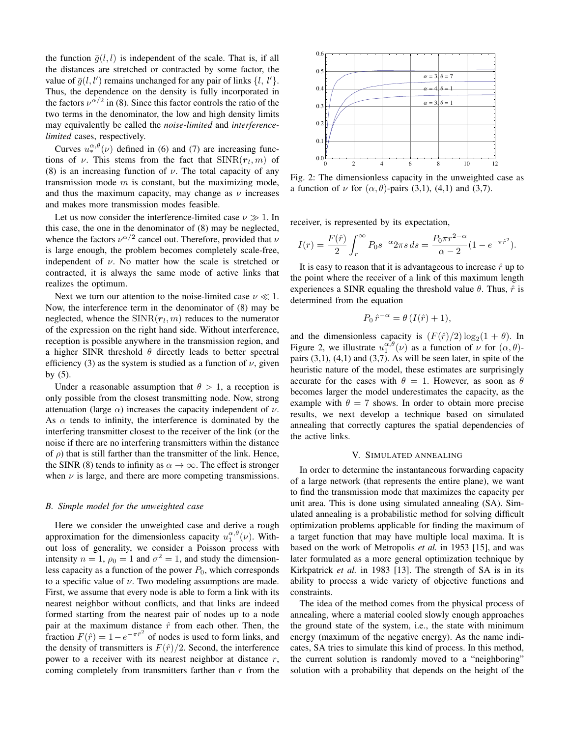the function $\bar{g}(l, l)$ is independent of the scale. That is, if all the distances are stretched or contracted by some factor, the value of $\bar{g}(l, l')$ remains unchanged for any pair of links $\{l, l'\}$. Thus, the dependence on the density is fully incorporated in the factors $\nu^{\alpha/2}$ in (8). Since this factor controls the ratio of the two terms in the denominator, the low and high density limits may equivalently be called the *noise-limited* and *interference-limited* cases, respectively.

Curves $u_*^{\alpha,\theta}(\nu)$ defined in (6) and (7) are increasing functions of $\nu$. This stems from the fact that $\mathrm{SINR}(\boldsymbol{r}_l, m)$ of (8) is an increasing function of $\nu$. The total capacity of any transmission mode $m$ is constant, but the maximizing mode, and thus the maximum capacity, may change as $\nu$ increases and makes more transmission modes feasible.

Let us now consider the interference-limited case $\nu \gg 1$. In this case, the one in the denominator of (8) may be neglected, whence the factors $\nu^{\alpha/2}$ cancel out. Therefore, provided that $\nu$ is large enough, the problem becomes completely scale-free, independent of $\nu$. No matter how the scale is stretched or contracted, it is always the same mode of active links that realizes the optimum.

Next we turn our attention to the noise-limited case $\nu \ll 1$. Now, the interference term in the denominator of (8) may be neglected, whence the $\mathrm{SINR}(\boldsymbol{r}_l, m)$ reduces to the numerator of the expression on the right hand side. Without interference, reception is possible anywhere in the transmission region, and a higher SINR threshold $\theta$ directly leads to better spectral efficiency (3) as the system is studied as a function of $\nu$, given by (5).

Under a reasonable assumption that $\theta > 1$, a reception is only possible from the closest transmitting node. Now, strong attenuation (large $\alpha$) increases the capacity independent of $\nu$. As $\alpha$ tends to infinity, the interference is dominated by the interfering transmitter closest to the receiver of the link (or the noise if there are no interfering transmitters within the distance of $\rho$) that is still farther than the transmitter of the link. Hence, the SINR (8) tends to infinity as $\alpha \to \infty$. The effect is stronger when $\nu$ is large, and there are more competing transmissions.

### B. Simple model for the unweighted case

Here we consider the unweighted case and derive a rough approximation for the dimensionless capacity $u_1^{\alpha,\theta}(\nu)$. Without loss of generality, we consider a Poisson process with intensity $n = 1$, $\rho_0 = 1$ and $\sigma^2 = 1$, and study the dimensionless capacity as a function of the power $P_0$, which corresponds to a specific value of $\nu$. Two modeling assumptions are made. First, we assume that every node is able to form a link with its nearest neighbor without conflicts, and that links are indeed formed starting from the nearest pair of nodes up to a node pair at the maximum distance $\hat{r}$ from each other. Then, the fraction $F(\hat{r}) = 1 - e^{-\pi\hat{r}^2}$ of nodes is used to form links, and the density of transmitters is $F(\hat{r})/2$. Second, the interference power to a receiver with its nearest neighbor at distance $r$, coming completely from transmitters farther than $r$ from the receiver, is represented by its expectation,

$$I(r) = \frac{F(\hat{r})}{2} \int_r^\infty P_0 s^{-\alpha} 2\pi s \, ds = \frac{P_0 \pi r^{2-\alpha}}{\alpha - 2}(1 - e^{-\pi\hat{r}^2}).$$

It is easy to reason that it is advantageous to increase $\hat{r}$ up to the point where the receiver of a link of this maximum length experiences a SINR equaling the threshold value $\theta$. Thus, $\hat{r}$ is determined from the equation

$$P_0 \, \hat{r}^{-\alpha} = \theta \, (I(\hat{r}) + 1),$$

and the dimensionless capacity is $(F(\hat{r})/2) \log_2(1 + \theta)$. In Figure 2, we illustrate $u_1^{\alpha,\theta}(\nu)$ as a function of $\nu$ for $(\alpha, \theta)$-pairs (3,1), (4,1) and (3,7). As will be seen later, in spite of the heuristic nature of the model, these estimates are surprisingly accurate for the cases with $\theta = 1$. However, as soon as $\theta$ becomes larger the model underestimates the capacity, as the example with $\theta = 7$ shows. In order to obtain more precise results, we next develop a technique based on simulated annealing that correctly captures the spatial dependencies of the active links.

Fig. 2: The dimensionless capacity in the unweighted case as a function of $\nu$ for $(\alpha, \theta)$-pairs (3,1), (4,1) and (3,7).

## V. Simulated annealing

In order to determine the instantaneous forwarding capacity of a large network (that represents the entire plane), we want to find the transmission mode that maximizes the capacity per unit area. This is done using simulated annealing (SA). Simulated annealing is a probabilistic method for solving difficult optimization problems applicable for finding the maximum of a target function that may have multiple local maxima. It is based on the work of Metropolis *et al.* in 1953 [15], and was later formulated as a more general optimization technique by Kirkpatrick *et al.* in 1983 [13]. The strength of SA is in its ability to process a wide variety of objective functions and constraints.

The idea of the method comes from the physical process of annealing, where a material cooled slowly enough approaches the ground state of the system, i.e., the state with minimum energy (maximum of the negative energy). As the name indicates, SA tries to simulate this kind of process. In this method, the current solution is randomly moved to a "neighboring" solution with a probability that depends on the height of the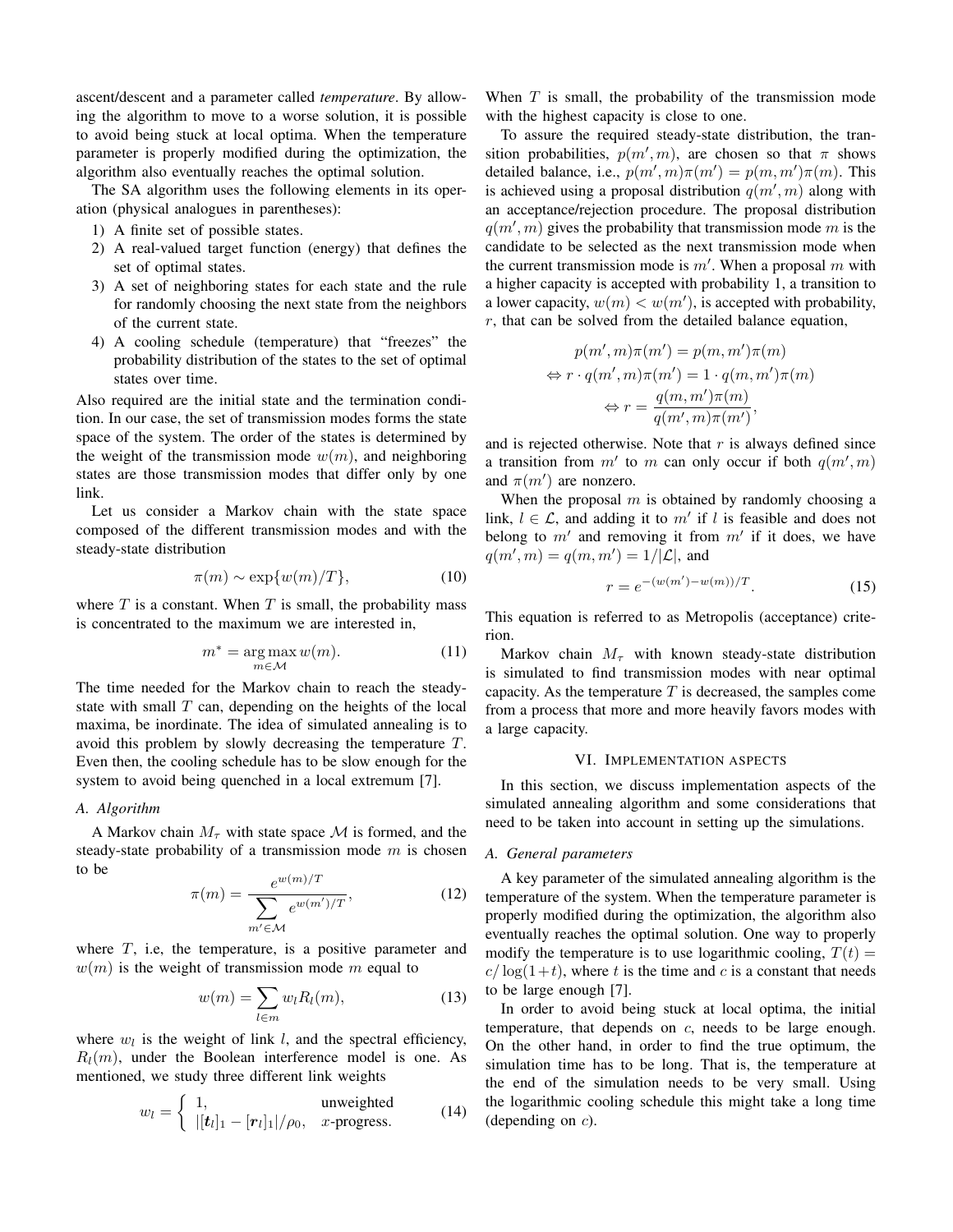ascent/descent and a parameter called *temperature*. By allowing the algorithm to move to a worse solution, it is possible to avoid being stuck at local optima. When the temperature parameter is properly modified during the optimization, the algorithm also eventually reaches the optimal solution.

The SA algorithm uses the following elements in its operation (physical analogues in parentheses):

1) A finite set of possible states.
2) A real-valued target function (energy) that defines the set of optimal states.
3) A set of neighboring states for each state and the rule for randomly choosing the next state from the neighbors of the current state.
4) A cooling schedule (temperature) that "freezes" the probability distribution of the states to the set of optimal states over time.

Also required are the initial state and the termination condition. In our case, the set of transmission modes forms the state space of the system. The order of the states is determined by the weight of the transmission mode $w(m)$, and neighboring states are those transmission modes that differ only by one link.

Let us consider a Markov chain with the state space composed of the different transmission modes and with the steady-state distribution

$$\pi(m) \sim \exp\{w(m)/T\}, \tag{10}$$

where $T$ is a constant. When $T$ is small, the probability mass is concentrated to the maximum we are interested in,

$$m^* = \underset{m \in \mathcal{M}}{\arg\max}\, w(m). \tag{11}$$

The time needed for the Markov chain to reach the steady-state with small $T$ can, depending on the heights of the local maxima, be inordinate. The idea of simulated annealing is to avoid this problem by slowly decreasing the temperature $T$. Even then, the cooling schedule has to be slow enough for the system to avoid being quenched in a local extremum [7].

### A. Algorithm

A Markov chain $M_\tau$ with state space $\mathcal{M}$ is formed, and the steady-state probability of a transmission mode $m$ is chosen to be

$$\pi(m) = \frac{e^{w(m)/T}}{\sum_{m' \in \mathcal{M}} e^{w(m')/T}}, \tag{12}$$

where $T$, i.e, the temperature, is a positive parameter and $w(m)$ is the weight of transmission mode $m$ equal to

$$w(m) = \sum_{l \in m} w_l R_l(m), \tag{13}$$

where $w_l$ is the weight of link $l$, and the spectral efficiency, $R_l(m)$, under the Boolean interference model is one. As mentioned, we study three different link weights

$$w_l = \begin{cases} 1, & \text{unweighted} \\ |[\boldsymbol{t}_l]_1 - [\boldsymbol{r}_l]_1|/\rho_0, & x\text{-progress.} \end{cases} \tag{14}$$

When $T$ is small, the probability of the transmission mode with the highest capacity is close to one.

To assure the required steady-state distribution, the transition probabilities, $p(m', m)$, are chosen so that $\pi$ shows detailed balance, i.e., $p(m', m)\pi(m') = p(m, m')\pi(m)$. This is achieved using a proposal distribution $q(m', m)$ along with an acceptance/rejection procedure. The proposal distribution $q(m', m)$ gives the probability that transmission mode $m$ is the candidate to be selected as the next transmission mode when the current transmission mode is $m'$. When a proposal $m$ with a higher capacity is accepted with probability 1, a transition to a lower capacity, $w(m) < w(m')$, is accepted with probability, $r$, that can be solved from the detailed balance equation,

$$\begin{aligned} p(m', m)\pi(m') &= p(m, m')\pi(m) \\ \Leftrightarrow r \cdot q(m', m)\pi(m') &= 1 \cdot q(m, m')\pi(m) \\ \Leftrightarrow r &= \frac{q(m, m')\pi(m)}{q(m', m)\pi(m')}, \end{aligned}$$

and is rejected otherwise. Note that $r$ is always defined since a transition from $m'$ to $m$ can only occur if both $q(m', m)$ and $\pi(m')$ are nonzero.

When the proposal $m$ is obtained by randomly choosing a link, $l \in \mathcal{L}$, and adding it to $m'$ if $l$ is feasible and does not belong to $m'$ and removing it from $m'$ if it does, we have $q(m', m) = q(m, m') = 1/|\mathcal{L}|$, and

$$r = e^{-(w(m') - w(m))/T}. \tag{15}$$

This equation is referred to as Metropolis (acceptance) criterion.

Markov chain $M_\tau$ with known steady-state distribution is simulated to find transmission modes with near optimal capacity. As the temperature $T$ is decreased, the samples come from a process that more and more heavily favors modes with a large capacity.

## VI. Implementation aspects

In this section, we discuss implementation aspects of the simulated annealing algorithm and some considerations that need to be taken into account in setting up the simulations.

### A. General parameters

A key parameter of the simulated annealing algorithm is the temperature of the system. When the temperature parameter is properly modified during the optimization, the algorithm also eventually reaches the optimal solution. One way to properly modify the temperature is to use logarithmic cooling, $T(t) = c/\log(1+t)$, where $t$ is the time and $c$ is a constant that needs to be large enough [7].

In order to avoid being stuck at local optima, the initial temperature, that depends on $c$, needs to be large enough. On the other hand, in order to find the true optimum, the simulation time has to be long. That is, the temperature at the end of the simulation needs to be very small. Using the logarithmic cooling schedule this might take a long time (depending on $c$).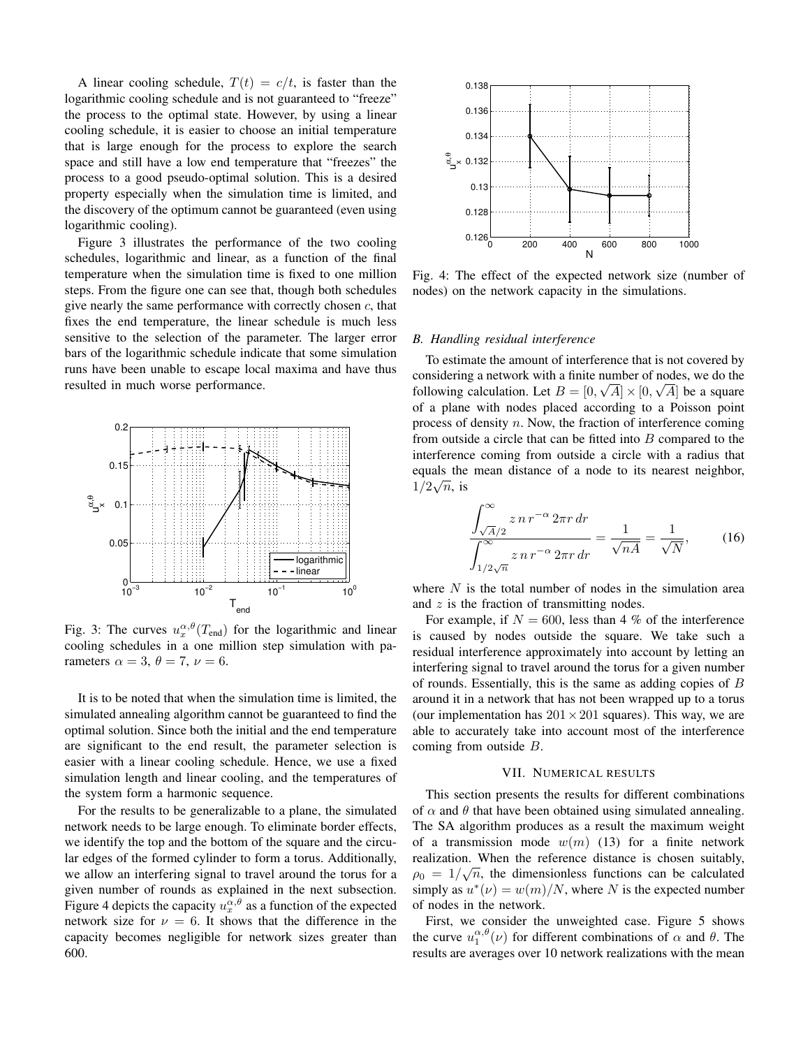A linear cooling schedule, $T(t) = c/t$, is faster than the logarithmic cooling schedule and is not guaranteed to "freeze" the process to the optimal state. However, by using a linear cooling schedule, it is easier to choose an initial temperature that is large enough for the process to explore the search space and still have a low end temperature that "freezes" the process to a good pseudo-optimal solution. This is a desired property especially when the simulation time is limited, and the discovery of the optimum cannot be guaranteed (even using logarithmic cooling).

Figure 3 illustrates the performance of the two cooling schedules, logarithmic and linear, as a function of the final temperature when the simulation time is fixed to one million steps. From the figure one can see that, though both schedules give nearly the same performance with correctly chosen $c$, that fixes the end temperature, the linear schedule is much less sensitive to the selection of the parameter. The larger error bars of the logarithmic schedule indicate that some simulation runs have been unable to escape local maxima and have thus resulted in much worse performance.

0.2
0.15
0.1
0.05
0
$10^{-3}$ $10^{-2}$ $10^{-1}$ $10^{0}$
$T_{end}$
$u_x^{\alpha,\theta}$
logarithmic
linear

Fig. 3: The curves $u_x^{\alpha,\theta}(T_{\text{end}})$ for the logarithmic and linear cooling schedules in a one million step simulation with parameters $\alpha = 3$, $\theta = 7$, $\nu = 6$.

It is to be noted that when the simulation time is limited, the simulated annealing algorithm cannot be guaranteed to find the optimal solution. Since both the initial and the end temperature are significant to the end result, the parameter selection is easier with a linear cooling schedule. Hence, we use a fixed simulation length and linear cooling, and the temperatures of the system form a harmonic sequence.

For the results to be generalizable to a plane, the simulated network needs to be large enough. To eliminate border effects, we identify the top and the bottom of the square and the circular edges of the formed cylinder to form a torus. Additionally, we allow an interfering signal to travel around the torus for a given number of rounds as explained in the next subsection. Figure 4 depicts the capacity $u_x^{\alpha,\theta}$ as a function of the expected network size for $\nu = 6$. It shows that the difference in the capacity becomes negligible for network sizes greater than 600.

0.138
0.136
0.134
0.132
0.13
0.128
0.126
0 200 400 600 800 1000
N
$u_x^{\alpha,\theta}$

Fig. 4: The effect of the expected network size (number of nodes) on the network capacity in the simulations.

### *B. Handling residual interference*

To estimate the amount of interference that is not covered by considering a network with a finite number of nodes, we do the following calculation. Let $B = [0, \sqrt{A}] \times [0, \sqrt{A}]$ be a square of a plane with nodes placed according to a Poisson point process of density $n$. Now, the fraction of interference coming from outside a circle that can be fitted into $B$ compared to the interference coming from outside a circle with a radius that equals the mean distance of a node to its nearest neighbor, $1/2\sqrt{n}$, is

$$\frac{\int_{\sqrt{A}/2}^{\infty} z\, n\, r^{-\alpha}\, 2\pi r\, dr}{\int_{1/2\sqrt{n}}^{\infty} z\, n\, r^{-\alpha}\, 2\pi r\, dr} = \frac{1}{\sqrt{nA}} = \frac{1}{\sqrt{N}}, \tag{16}$$

where $N$ is the total number of nodes in the simulation area and $z$ is the fraction of transmitting nodes.

For example, if $N = 600$, less than 4 % of the interference is caused by nodes outside the square. We take such a residual interference approximately into account by letting an interfering signal to travel around the torus for a given number of rounds. Essentially, this is the same as adding copies of $B$ around it in a network that has not been wrapped up to a torus (our implementation has $201 \times 201$ squares). This way, we are able to accurately take into account most of the interference coming from outside $B$.

## VII. Numerical results

This section presents the results for different combinations of $\alpha$ and $\theta$ that have been obtained using simulated annealing. The SA algorithm produces as a result the maximum weight of a transmission mode $w(m)$ (13) for a finite network realization. When the reference distance is chosen suitably, $\rho_0 = 1/\sqrt{n}$, the dimensionless functions can be calculated simply as $u^*(\nu) = w(m)/N$, where $N$ is the expected number of nodes in the network.

First, we consider the unweighted case. Figure 5 shows the curve $u_1^{\alpha,\theta}(\nu)$ for different combinations of $\alpha$ and $\theta$. The results are averages over 10 network realizations with the mean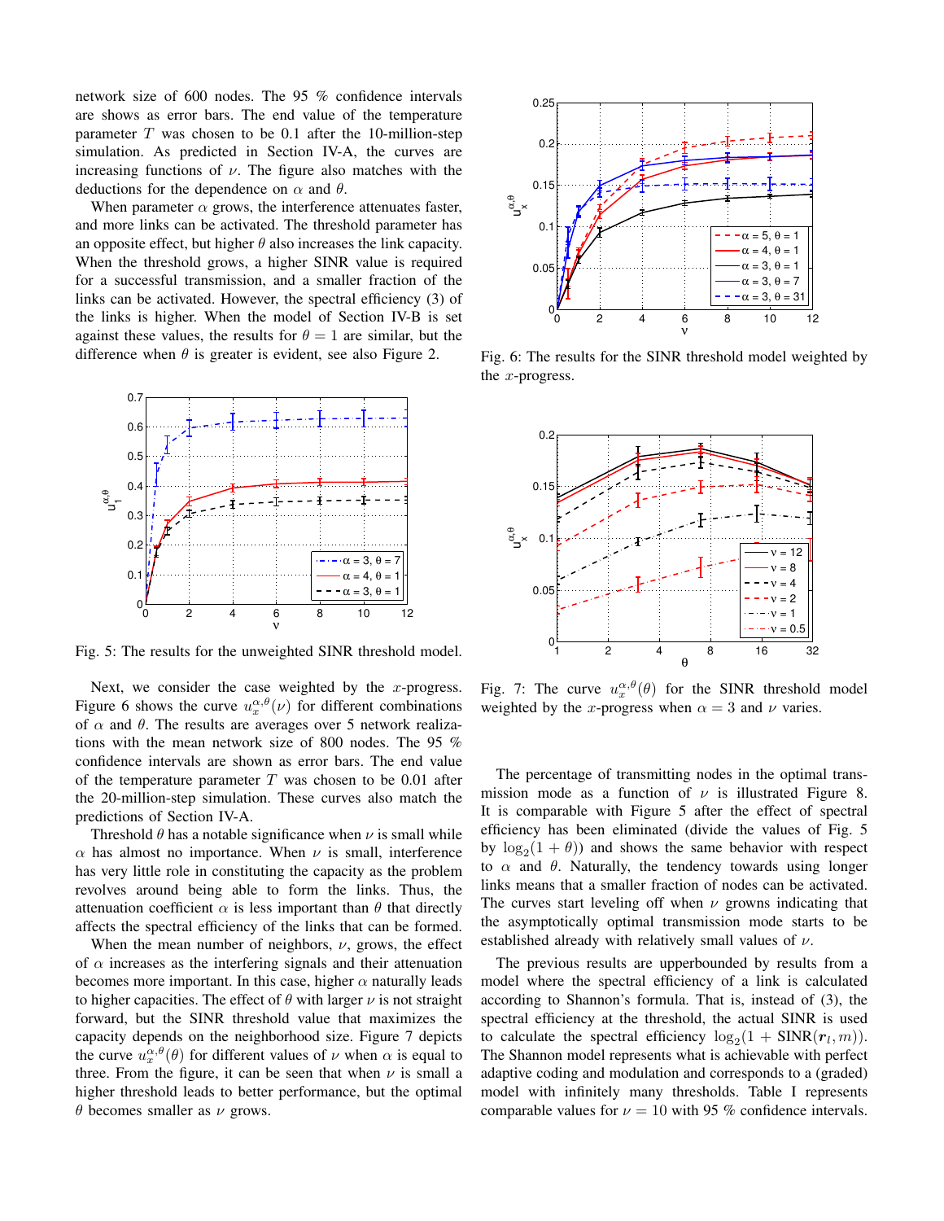network size of 600 nodes. The 95 % confidence intervals are shows as error bars. The end value of the temperature parameter $T$ was chosen to be 0.1 after the 10-million-step simulation. As predicted in Section IV-A, the curves are increasing functions of $\nu$. The figure also matches with the deductions for the dependence on $\alpha$ and $\theta$.

When parameter $\alpha$ grows, the interference attenuates faster, and more links can be activated. The threshold parameter has an opposite effect, but higher $\theta$ also increases the link capacity. When the threshold grows, a higher SINR value is required for a successful transmission, and a smaller fraction of the links can be activated. However, the spectral efficiency (3) of the links is higher. When the model of Section IV-B is set against these values, the results for $\theta = 1$ are similar, but the difference when $\theta$ is greater is evident, see also Figure 2.

Fig. 5: The results for the unweighted SINR threshold model.

Next, we consider the case weighted by the $x$-progress. Figure 6 shows the curve $u_x^{\alpha,\theta}(\nu)$ for different combinations of $\alpha$ and $\theta$. The results are averages over 5 network realizations with the mean network size of 800 nodes. The 95 % confidence intervals are shown as error bars. The end value of the temperature parameter $T$ was chosen to be 0.01 after the 20-million-step simulation. These curves also match the predictions of Section IV-A.

Threshold $\theta$ has a notable significance when $\nu$ is small while $\alpha$ has almost no importance. When $\nu$ is small, interference has very little role in constituting the capacity as the problem revolves around being able to form the links. Thus, the attenuation coefficient $\alpha$ is less important than $\theta$ that directly affects the spectral efficiency of the links that can be formed.

When the mean number of neighbors, $\nu$, grows, the effect of $\alpha$ increases as the interfering signals and their attenuation becomes more important. In this case, higher $\alpha$ naturally leads to higher capacities. The effect of $\theta$ with larger $\nu$ is not straight forward, but the SINR threshold value that maximizes the capacity depends on the neighborhood size. Figure 7 depicts the curve $u_x^{\alpha,\theta}(\theta)$ for different values of $\nu$ when $\alpha$ is equal to three. From the figure, it can be seen that when $\nu$ is small a higher threshold leads to better performance, but the optimal $\theta$ becomes smaller as $\nu$ grows.

Fig. 6: The results for the SINR threshold model weighted by the $x$-progress.

Fig. 7: The curve $u_x^{\alpha,\theta}(\theta)$ for the SINR threshold model weighted by the $x$-progress when $\alpha = 3$ and $\nu$ varies.

The percentage of transmitting nodes in the optimal transmission mode as a function of $\nu$ is illustrated Figure 8. It is comparable with Figure 5 after the effect of spectral efficiency has been eliminated (divide the values of Fig. 5 by $\log_2(1+\theta)$) and shows the same behavior with respect to $\alpha$ and $\theta$. Naturally, the tendency towards using longer links means that a smaller fraction of nodes can be activated. The curves start leveling off when $\nu$ growns indicating that the asymptotically optimal transmission mode starts to be established already with relatively small values of $\nu$.

The previous results are upperbounded by results from a model where the spectral efficiency of a link is calculated according to Shannon's formula. That is, instead of (3), the spectral efficiency at the threshold, the actual SINR is used to calculate the spectral efficiency $\log_2(1 + \text{SINR}(\boldsymbol{r}_l, m))$. The Shannon model represents what is achievable with perfect adaptive coding and modulation and corresponds to a (graded) model with infinitely many thresholds. Table I represents comparable values for $\nu = 10$ with 95 % confidence intervals.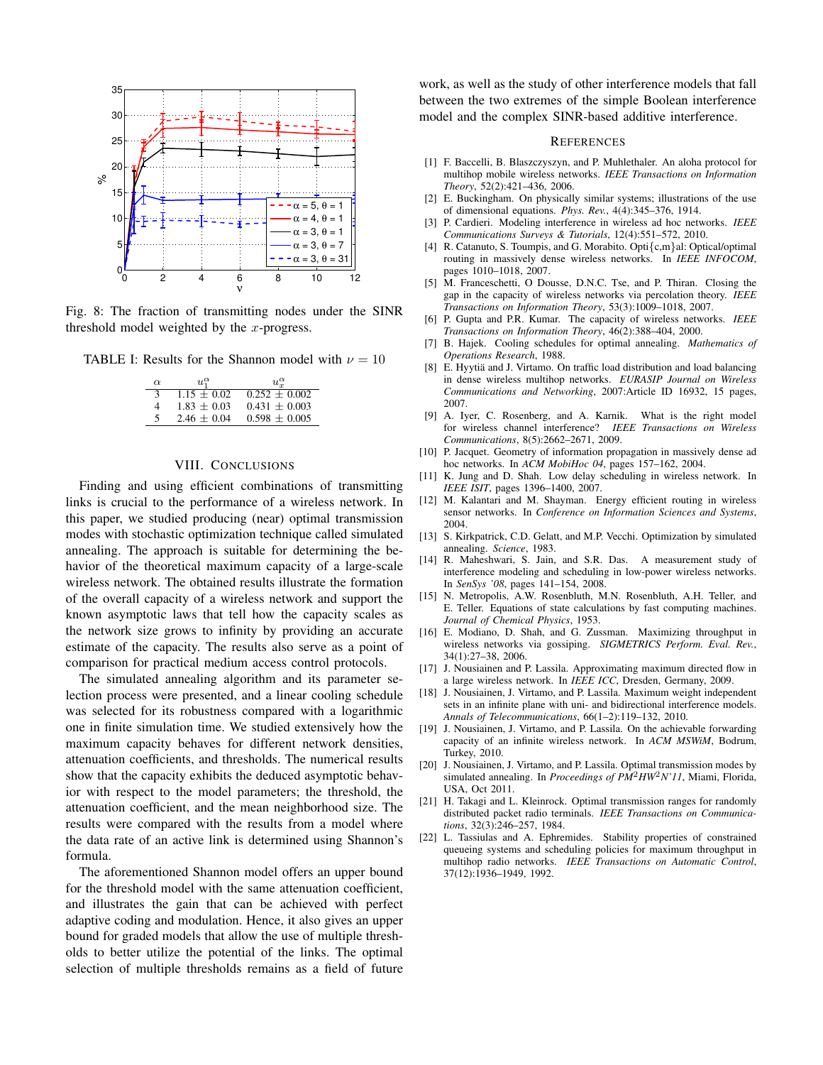35
30
25
20
15
10
5
0

%

0 2 4 6 8 10 12

ν

α = 5, θ = 1
α = 4, θ = 1
α = 3, θ = 1
α = 3, θ = 7
α = 3, θ = 31

Fig. 8: The fraction of transmitting nodes under the SINR threshold model weighted by the $x$-progress.

TABLE I: Results for the Shannon model with $\nu = 10$

| $\alpha$ | $u_1^\alpha$ | $u_x^\alpha$ |
|---|---|---|
| 3 | 1.15 ± 0.02 | 0.252 ± 0.002 |
| 4 | 1.83 ± 0.03 | 0.431 ± 0.003 |
| 5 | 2.46 ± 0.04 | 0.598 ± 0.005 |

## VIII. Conclusions

Finding and using efficient combinations of transmitting links is crucial to the performance of a wireless network. In this paper, we studied producing (near) optimal transmission modes with stochastic optimization technique called simulated annealing. The approach is suitable for determining the behavior of the theoretical maximum capacity of a large-scale wireless network. The obtained results illustrate the formation of the overall capacity of a wireless network and support the known asymptotic laws that tell how the capacity scales as the network size grows to infinity by providing an accurate estimate of the capacity. The results also serve as a point of comparison for practical medium access control protocols.

The simulated annealing algorithm and its parameter selection process were presented, and a linear cooling schedule was selected for its robustness compared with a logarithmic one in finite simulation time. We studied extensively how the maximum capacity behaves for different network densities, attenuation coefficients, and thresholds. The numerical results show that the capacity exhibits the deduced asymptotic behavior with respect to the model parameters; the threshold, the attenuation coefficient, and the mean neighborhood size. The results were compared with the results from a model where the data rate of an active link is determined using Shannon's formula.

The aforementioned Shannon model offers an upper bound for the threshold model with the same attenuation coefficient, and illustrates the gain that can be achieved with perfect adaptive coding and modulation. Hence, it also gives an upper bound for graded models that allow the use of multiple thresholds to better utilize the potential of the links. The optimal selection of multiple thresholds remains as a field of future work, as well as the study of other interference models that fall between the two extremes of the simple Boolean interference model and the complex SINR-based additive interference.

## References

[1] F. Baccelli, B. Blaszczyszyn, and P. Muhlethaler. An aloha protocol for multihop mobile wireless networks. *IEEE Transactions on Information Theory*, 52(2):421–436, 2006.

[2] E. Buckingham. On physically similar systems; illustrations of the use of dimensional equations. *Phys. Rev.*, 4(4):345–376, 1914.

[3] P. Cardieri. Modeling interference in wireless ad hoc networks. *IEEE Communications Surveys & Tutorials*, 12(4):551–572, 2010.

[4] R. Catanuto, S. Toumpis, and G. Morabito. Opti{c,m}al: Optical/optimal routing in massively dense wireless networks. In *IEEE INFOCOM*, pages 1010–1018, 2007.

[5] M. Franceschetti, O Dousse, D.N.C. Tse, and P. Thiran. Closing the gap in the capacity of wireless networks via percolation theory. *IEEE Transactions on Information Theory*, 53(3):1009–1018, 2007.

[6] P. Gupta and P.R. Kumar. The capacity of wireless networks. *IEEE Transactions on Information Theory*, 46(2):388–404, 2000.

[7] B. Hajek. Cooling schedules for optimal annealing. *Mathematics of Operations Research*, 1988.

[8] E. Hyytiä and J. Virtamo. On traffic load distribution and load balancing in dense wireless multihop networks. *EURASIP Journal on Wireless Communications and Networking*, 2007:Article ID 16932, 15 pages, 2007.

[9] A. Iyer, C. Rosenberg, and A. Karnik. What is the right model for wireless channel interference? *IEEE Transactions on Wireless Communications*, 8(5):2662–2671, 2009.

[10] P. Jacquet. Geometry of information propagation in massively dense ad hoc networks. In *ACM MobiHoc 04*, pages 157–162, 2004.

[11] K. Jung and D. Shah. Low delay scheduling in wireless network. In *IEEE ISIT*, pages 1396–1400, 2007.

[12] M. Kalantari and M. Shayman. Energy efficient routing in wireless sensor networks. In *Conference on Information Sciences and Systems*, 2004.

[13] S. Kirkpatrick, C.D. Gelatt, and M.P. Vecchi. Optimization by simulated annealing. *Science*, 1983.

[14] R. Maheshwari, S. Jain, and S.R. Das. A measurement study of interference modeling and scheduling in low-power wireless networks. In *SenSys '08*, pages 141–154, 2008.

[15] N. Metropolis, A.W. Rosenbluth, M.N. Rosenbluth, A.H. Teller, and E. Teller. Equations of state calculations by fast computing machines. *Journal of Chemical Physics*, 1953.

[16] E. Modiano, D. Shah, and G. Zussman. Maximizing throughput in wireless networks via gossiping. *SIGMETRICS Perform. Eval. Rev.*, 34(1):27–38, 2006.

[17] J. Nousiainen and P. Lassila. Approximating maximum directed flow in a large wireless network. In *IEEE ICC*, Dresden, Germany, 2009.

[18] J. Nousiainen, J. Virtamo, and P. Lassila. Maximum weight independent sets in an infinite plane with uni- and bidirectional interference models. *Annals of Telecommunications*, 66(1–2):119–132, 2010.

[19] J. Nousiainen, J. Virtamo, and P. Lassila. On the achievable forwarding capacity of an infinite wireless network. In *ACM MSWiM*, Bodrum, Turkey, 2010.

[20] J. Nousiainen, J. Virtamo, and P. Lassila. Optimal transmission modes by simulated annealing. In *Proceedings of PM$^2$HW$^2$N'11*, Miami, Florida, USA, Oct 2011.

[21] H. Takagi and L. Kleinrock. Optimal transmission ranges for randomly distributed packet radio terminals. *IEEE Transactions on Communications*, 32(3):246–257, 1984.

[22] L. Tassiulas and A. Ephremides. Stability properties of constrained queueing systems and scheduling policies for maximum throughput in multihop radio networks. *IEEE Transactions on Automatic Control*, 37(12):1936–1949, 1992.